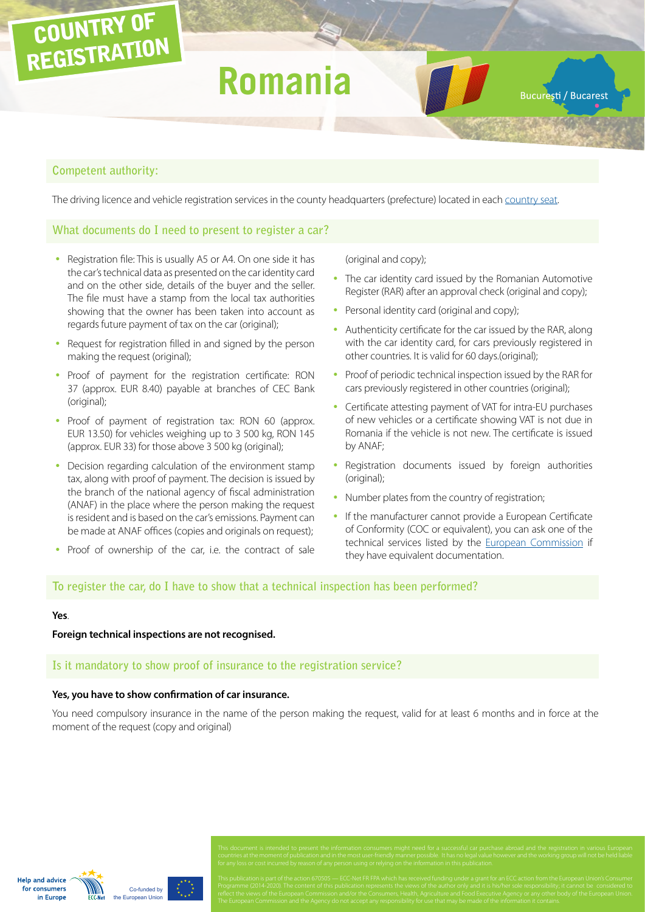COUNTRY OF REGISTRATION

# Romania

București / Bucarest

## Competent authority:

The driving licence and vehicle registration services in the county headquarters (prefecture) located in each country seat.

## What documents do I need to present to register a car?

- Registration file: This is usually A5 or A4. On one side it has the car's technical data as presented on the car identity card and on the other side, details of the buyer and the seller. The file must have a stamp from the local tax authorities showing that the owner has been taken into account as regards future payment of tax on the car (original);
- Request for registration filled in and signed by the person making the request (original);
- Proof of payment for the registration certificate: RON 37 (approx. EUR 8.40) payable at branches of CEC Bank (original);
- Proof of payment of registration tax: RON 60 (approx. EUR 13.50) for vehicles weighing up to 3 500 kg, RON 145 (approx. EUR 33) for those above 3 500 kg (original);
- Decision regarding calculation of the environment stamp tax, along with proof of payment. The decision is issued by the branch of the national agency of fiscal administration (ANAF) in the place where the person making the request is resident and is based on the car's emissions. Payment can be made at ANAF offices (copies and originals on request);
- Proof of ownership of the car, i.e. the contract of sale (original and copy);
- The car identity card issued by the Romanian Automotive Register (RAR) after an approval check (original and copy);
- Personal identity card (original and copy);
- Authenticity certificate for the car issued by the RAR, along with the car identity card, for cars previously registered in other countries. It is valid for 60 days.(original);
- Proof of periodic technical inspection issued by the RAR for cars previously registered in other countries (original);
- Certificate attesting payment of VAT for intra-EU purchases of new vehicles or a certificate showing VAT is not due in Romania if the vehicle is not new. The certificate is issued by ANAF;
- Registration documents issued by foreign authorities (original);
- Number plates from the country of registration;
- If the manufacturer cannot provide a European Certificate of Conformity (COC or equivalent), you can ask one of the technical services listed by the European Commission if they have equivalent documentation.

## To register the car, do I have to show that a technical inspection has been performed?

**Yes**.

**Foreign technical inspections are not recognised.**

## Is it mandatory to show proof of insurance to the registration service?

**Yes, you have to show confirmation of car insurance.**

You need compulsory insurance in the name of the person making the request, valid for at least 6 months and in force at the moment of the request (copy and original)

This document is intended to present the information consumers might need for a successful car purchase abroad and the registration in various European countries at the moment of publication and in the most user-friendly manner possible. It has no legal value however and the working group will not be held liable for any loss or cost incurred by reason of any person using or relying on the information in this publication.

This publication is part of the action 670505 — ECC-Net FR FPA which has received funding under a grant for an ECC action from the European Union's Consumer Programme (2014-2020). The content of this publication represents the views of the author only and it is his/her sole responsibility; it cannot be considered to reflect the views of the European Commission and/or the Consumers, Health, Agriculture and Food Executive Agency or any other body of the European Union. The European Commission and the Agency do not accept any responsibility for use that may be made of the information it contains.

Help and advice for consumers in Europe — ECC-Net — Co-funded by the European Union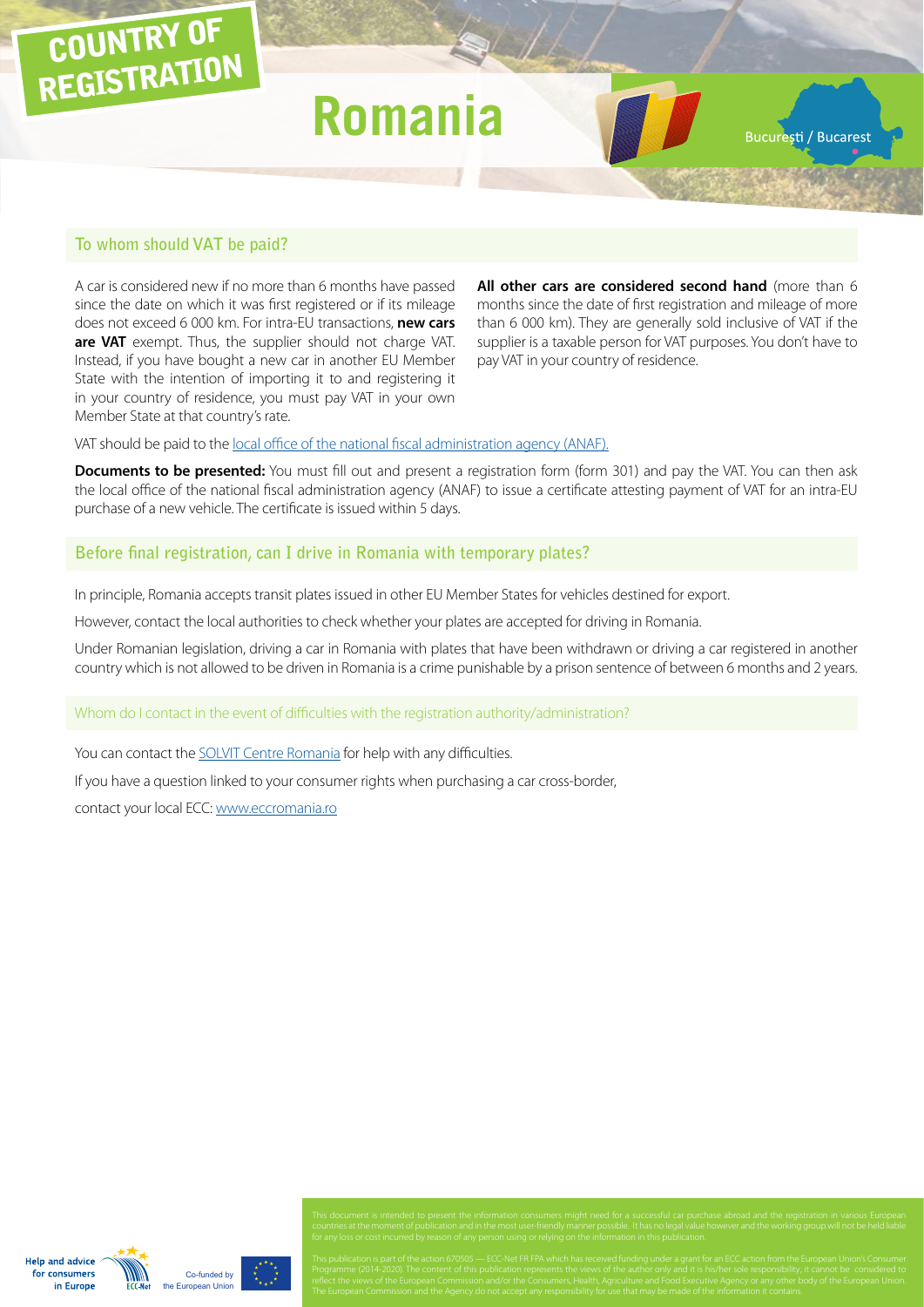COUNTRY OF REGISTRATION

# Romania

București / Bucarest

## To whom should VAT be paid?

A car is considered new if no more than 6 months have passed since the date on which it was first registered or if its mileage does not exceed 6 000 km. For intra-EU transactions, **new cars are VAT** exempt. Thus, the supplier should not charge VAT. Instead, if you have bought a new car in another EU Member State with the intention of importing it to and registering it in your country of residence, you must pay VAT in your own Member State at that country's rate.

**All other cars are considered second hand** (more than 6 months since the date of first registration and mileage of more than 6 000 km). They are generally sold inclusive of VAT if the supplier is a taxable person for VAT purposes. You don't have to pay VAT in your country of residence.

VAT should be paid to the local office of the national fiscal administration agency (ANAF).

**Documents to be presented:** You must fill out and present a registration form (form 301) and pay the VAT. You can then ask the local office of the national fiscal administration agency (ANAF) to issue a certificate attesting payment of VAT for an intra-EU purchase of a new vehicle. The certificate is issued within 5 days.

## Before final registration, can I drive in Romania with temporary plates?

In principle, Romania accepts transit plates issued in other EU Member States for vehicles destined for export.

However, contact the local authorities to check whether your plates are accepted for driving in Romania.

Under Romanian legislation, driving a car in Romania with plates that have been withdrawn or driving a car registered in another country which is not allowed to be driven in Romania is a crime punishable by a prison sentence of between 6 months and 2 years.

## Whom do I contact in the event of difficulties with the registration authority/administration?

You can contact the SOLVIT Centre Romania for help with any difficulties.

If you have a question linked to your consumer rights when purchasing a car cross-border,

contact your local ECC: www.eccromania.ro

This document is intended to present the information consumers might need for a successful car purchase abroad and the registration in various European countries at the moment of publication and in the most user-friendly manner possible. It has no legal value however and the working group will not be held liable for any loss or cost incurred by reason of any person using or relying on the information in this publication.

This publication is part of the action 670505 — ECC-Net FR FPA which has received funding under a grant for an ECC action from the European Union's Consumer Programme (2014-2020). The content of this publication represents the views of the author only and it is his/her sole responsibility; it cannot be considered to reflect the views of the European Commission and/or the Consumers, Health, Agriculture and Food Executive Agency or any other body of the European Union. The European Commission and the Agency do not accept any responsibility for use that may be made of the information it contains.

Help and advice for consumers in Europe

ECC-Net

Co-funded by the European Union